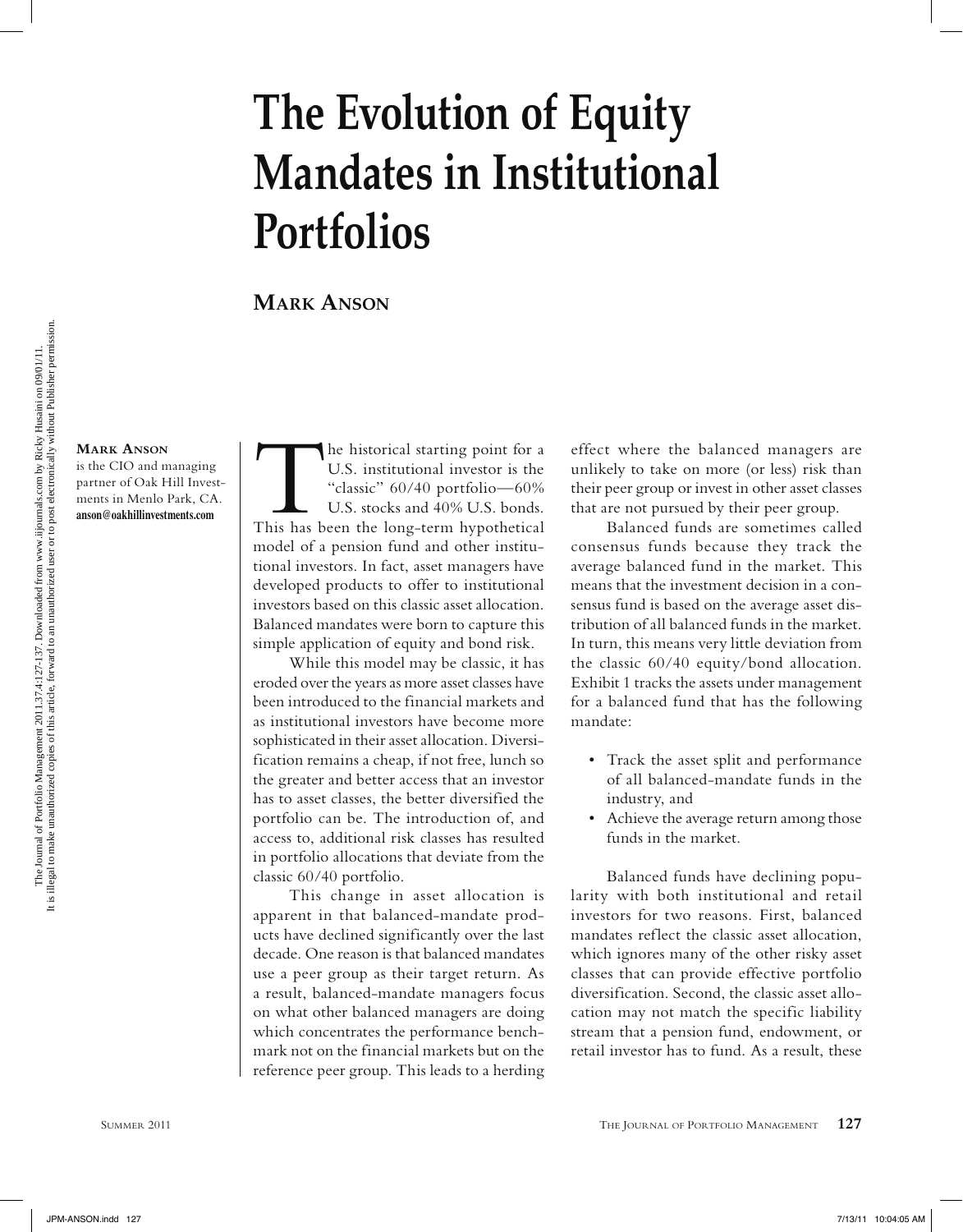# The Evolution of Equity Mandates in Institutional Portfolios

## Mark Anson

**Mark Anson** is the CIO and managing partner of Oak Hill Investments in Menlo Park, CA.
**anson@oakhillinvestments.com**

The historical starting point for a U.S. institutional investor is the "classic" 60/40 portfolio—60% U.S. stocks and 40% U.S. bonds. This has been the long-term hypothetical model of a pension fund and other institutional investors. In fact, asset managers have developed products to offer to institutional investors based on this classic asset allocation. Balanced mandates were born to capture this simple application of equity and bond risk.

While this model may be classic, it has eroded over the years as more asset classes have been introduced to the financial markets and as institutional investors have become more sophisticated in their asset allocation. Diversification remains a cheap, if not free, lunch so the greater and better access that an investor has to asset classes, the better diversified the portfolio can be. The introduction of, and access to, additional risk classes has resulted in portfolio allocations that deviate from the classic 60/40 portfolio.

This change in asset allocation is apparent in that balanced-mandate products have declined significantly over the last decade. One reason is that balanced mandates use a peer group as their target return. As a result, balanced-mandate managers focus on what other balanced managers are doing which concentrates the performance benchmark not on the financial markets but on the reference peer group. This leads to a herding effect where the balanced managers are unlikely to take on more (or less) risk than their peer group or invest in other asset classes that are not pursued by their peer group.

Balanced funds are sometimes called consensus funds because they track the average balanced fund in the market. This means that the investment decision in a consensus fund is based on the average asset distribution of all balanced funds in the market. In turn, this means very little deviation from the classic 60/40 equity/bond allocation. Exhibit 1 tracks the assets under management for a balanced fund that has the following mandate:

- Track the asset split and performance of all balanced-mandate funds in the industry, and
- Achieve the average return among those funds in the market.

Balanced funds have declining popularity with both institutional and retail investors for two reasons. First, balanced mandates reflect the classic asset allocation, which ignores many of the other risky asset classes that can provide effective portfolio diversification. Second, the classic asset allocation may not match the specific liability stream that a pension fund, endowment, or retail investor has to fund. As a result, these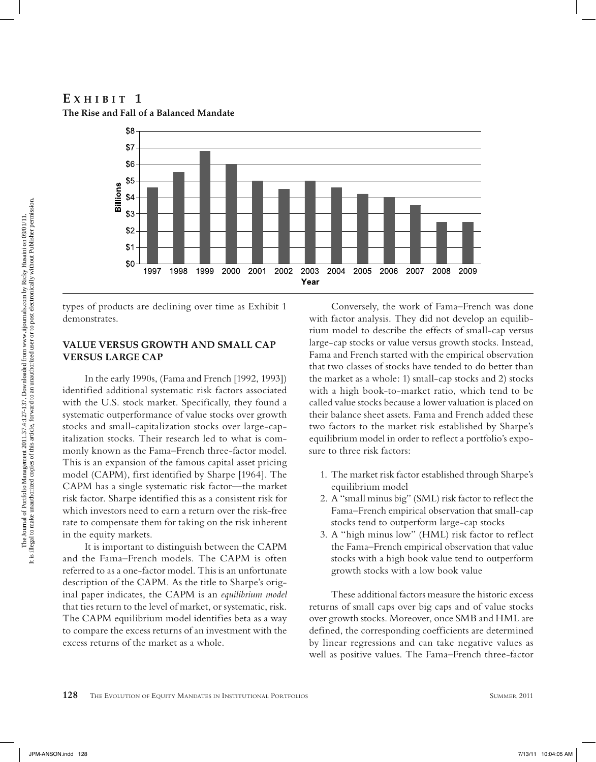## Exhibit 1

**The Rise and Fall of a Balanced Mandate**

| Year | Billions |
|---|---|
| 1997 | $4.6 |
| 1998 | $5.5 |
| 1999 | $6.8 |
| 2000 | $6.0 |
| 2001 | $5.0 |
| 2002 | $4.5 |
| 2003 | $5.0 |
| 2004 | $4.6 |
| 2005 | $4.2 |
| 2006 | $4.0 |
| 2007 | $3.5 |
| 2008 | $2.5 |
| 2009 | $2.5 |

types of products are declining over time as Exhibit 1 demonstrates.

### VALUE VERSUS GROWTH AND SMALL CAP VERSUS LARGE CAP

In the early 1990s, (Fama and French [1992, 1993]) identified additional systematic risk factors associated with the U.S. stock market. Specifically, they found a systematic outperformance of value stocks over growth stocks and small-capitalization stocks over large-capitalization stocks. Their research led to what is commonly known as the Fama–French three-factor model. This is an expansion of the famous capital asset pricing model (CAPM), first identified by Sharpe [1964]. The CAPM has a single systematic risk factor—the market risk factor. Sharpe identified this as a consistent risk for which investors need to earn a return over the risk-free rate to compensate them for taking on the risk inherent in the equity markets.

It is important to distinguish between the CAPM and the Fama–French models. The CAPM is often referred to as a one-factor model. This is an unfortunate description of the CAPM. As the title to Sharpe's original paper indicates, the CAPM is an *equilibrium model* that ties return to the level of market, or systematic, risk. The CAPM equilibrium model identifies beta as a way to compare the excess returns of an investment with the excess returns of the market as a whole.

Conversely, the work of Fama–French was done with factor analysis. They did not develop an equilibrium model to describe the effects of small-cap versus large-cap stocks or value versus growth stocks. Instead, Fama and French started with the empirical observation that two classes of stocks have tended to do better than the market as a whole: 1) small-cap stocks and 2) stocks with a high book-to-market ratio, which tend to be called value stocks because a lower valuation is placed on their balance sheet assets. Fama and French added these two factors to the market risk established by Sharpe's equilibrium model in order to reflect a portfolio's exposure to three risk factors:

1. The market risk factor established through Sharpe's equilibrium model
2. A "small minus big" (SML) risk factor to reflect the Fama–French empirical observation that small-cap stocks tend to outperform large-cap stocks
3. A "high minus low" (HML) risk factor to reflect the Fama–French empirical observation that value stocks with a high book value tend to outperform growth stocks with a low book value

These additional factors measure the historic excess returns of small caps over big caps and of value stocks over growth stocks. Moreover, once SMB and HML are defined, the corresponding coefficients are determined by linear regressions and can take negative values as well as positive values. The Fama–French three-factor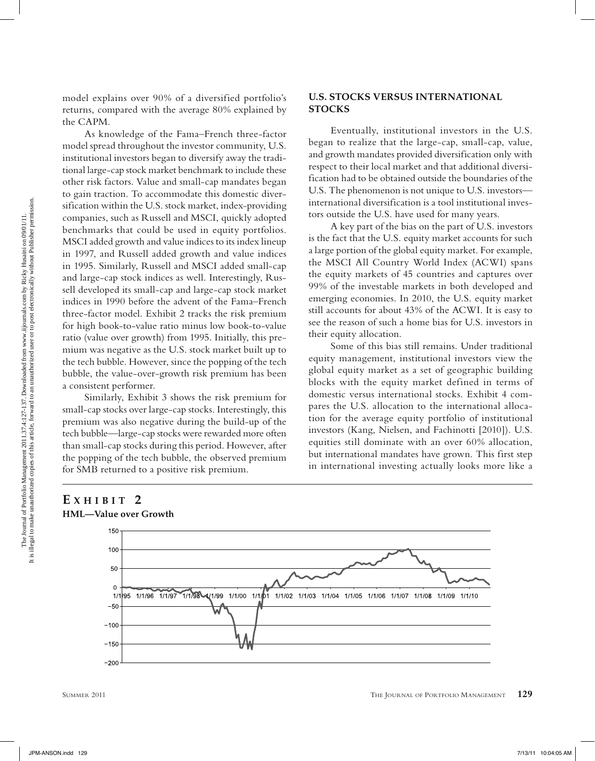model explains over 90% of a diversified portfolio's returns, compared with the average 80% explained by the CAPM.

As knowledge of the Fama–French three-factor model spread throughout the investor community, U.S. institutional investors began to diversify away the traditional large-cap stock market benchmark to include these other risk factors. Value and small-cap mandates began to gain traction. To accommodate this domestic diversification within the U.S. stock market, index-providing companies, such as Russell and MSCI, quickly adopted benchmarks that could be used in equity portfolios. MSCI added growth and value indices to its index lineup in 1997, and Russell added growth and value indices in 1995. Similarly, Russell and MSCI added small-cap and large-cap stock indices as well. Interestingly, Russell developed its small-cap and large-cap stock market indices in 1990 before the advent of the Fama–French three-factor model. Exhibit 2 tracks the risk premium for high book-to-value ratio minus low book-to-value ratio (value over growth) from 1995. Initially, this premium was negative as the U.S. stock market built up to the tech bubble. However, since the popping of the tech bubble, the value-over-growth risk premium has been a consistent performer.

Similarly, Exhibit 3 shows the risk premium for small-cap stocks over large-cap stocks. Interestingly, this premium was also negative during the build-up of the tech bubble—large-cap stocks were rewarded more often than small-cap stocks during this period. However, after the popping of the tech bubble, the observed premium for SMB returned to a positive risk premium.

## U.S. STOCKS VERSUS INTERNATIONAL STOCKS

Eventually, institutional investors in the U.S. began to realize that the large-cap, small-cap, value, and growth mandates provided diversification only with respect to their local market and that additional diversification had to be obtained outside the boundaries of the U.S. The phenomenon is not unique to U.S. investors—international diversification is a tool institutional investors outside the U.S. have used for many years.

A key part of the bias on the part of U.S. investors is the fact that the U.S. equity market accounts for such a large portion of the global equity market. For example, the MSCI All Country World Index (ACWI) spans the equity markets of 45 countries and captures over 99% of the investable markets in both developed and emerging economies. In 2010, the U.S. equity market still accounts for about 43% of the ACWI. It is easy to see the reason of such a home bias for U.S. investors in their equity allocation.

Some of this bias still remains. Under traditional equity management, institutional investors view the global equity market as a set of geographic building blocks with the equity market defined in terms of domestic versus international stocks. Exhibit 4 compares the U.S. allocation to the international allocation for the average equity portfolio of institutional investors (Kang, Nielsen, and Fachinotti [2010]). U.S. equities still dominate with an over 60% allocation, but international mandates have grown. This first step in international investing actually looks more like a

**EXHIBIT 2**
**HML—Value over Growth**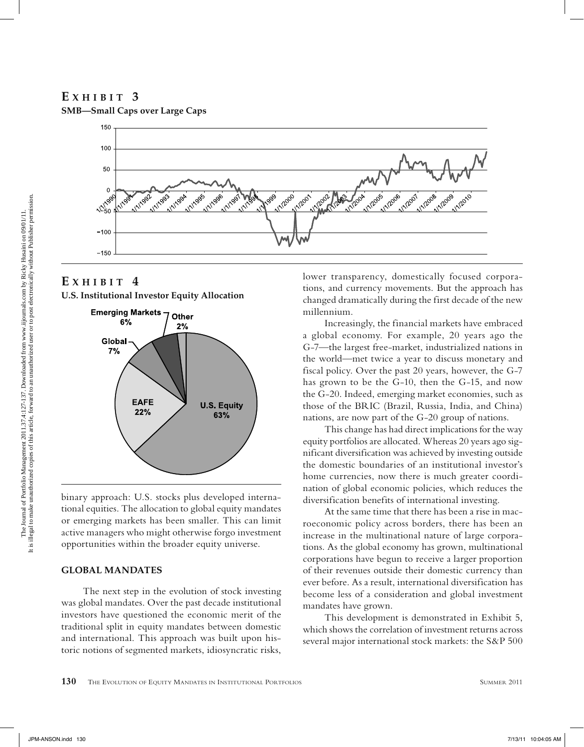## EXHIBIT 3

**SMB—Small Caps over Large Caps**

## EXHIBIT 4

**U.S. Institutional Investor Equity Allocation**

binary approach: U.S. stocks plus developed international equities. The allocation to global equity mandates or emerging markets has been smaller. This can limit active managers who might otherwise forgo investment opportunities within the broader equity universe.

### GLOBAL MANDATES

The next step in the evolution of stock investing was global mandates. Over the past decade institutional investors have questioned the economic merit of the traditional split in equity mandates between domestic and international. This approach was built upon historic notions of segmented markets, idiosyncratic risks, lower transparency, domestically focused corporations, and currency movements. But the approach has changed dramatically during the first decade of the new millennium.

Increasingly, the financial markets have embraced a global economy. For example, 20 years ago the G-7—the largest free-market, industrialized nations in the world—met twice a year to discuss monetary and fiscal policy. Over the past 20 years, however, the G-7 has grown to be the G-10, then the G-15, and now the G-20. Indeed, emerging market economies, such as those of the BRIC (Brazil, Russia, India, and China) nations, are now part of the G-20 group of nations.

This change has had direct implications for the way equity portfolios are allocated. Whereas 20 years ago significant diversification was achieved by investing outside the domestic boundaries of an institutional investor's home currencies, now there is much greater coordination of global economic policies, which reduces the diversification benefits of international investing.

At the same time that there has been a rise in macroeconomic policy across borders, there has been an increase in the multinational nature of large corporations. As the global economy has grown, multinational corporations have begun to receive a larger proportion of their revenues outside their domestic currency than ever before. As a result, international diversification has become less of a consideration and global investment mandates have grown.

This development is demonstrated in Exhibit 5, which shows the correlation of investment returns across several major international stock markets: the S&P 500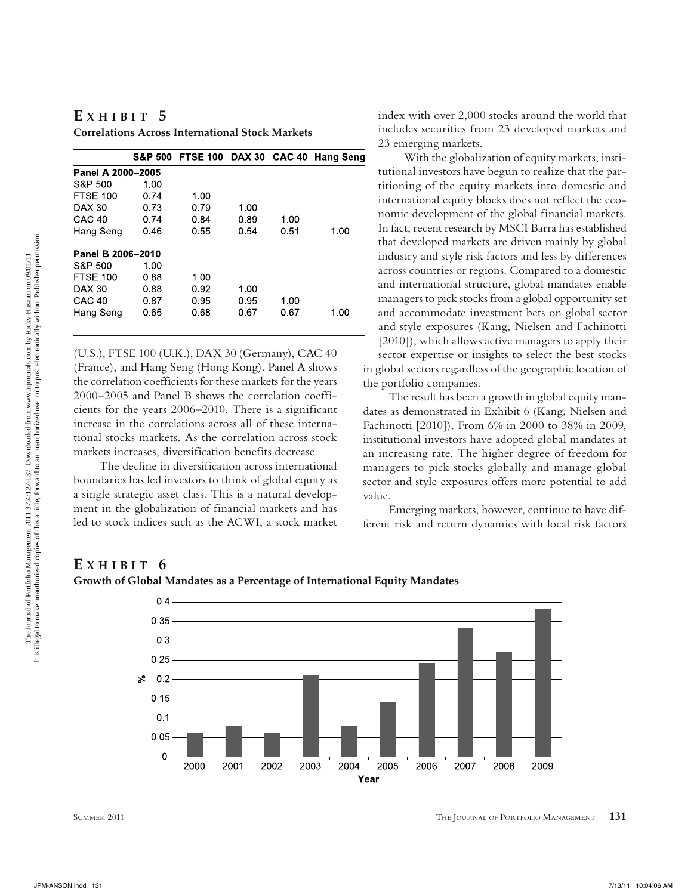## Exhibit 5

**Correlations Across International Stock Markets**

| | S&P 500 | FTSE 100 | DAX 30 | CAC 40 | Hang Seng |
|---|---|---|---|---|---|
| **Panel A 2000–2005** | | | | | |
| S&P 500 | 1.00 | | | | |
| FTSE 100 | 0.74 | 1.00 | | | |
| DAX 30 | 0.73 | 0.79 | 1.00 | | |
| CAC 40 | 0.74 | 0.84 | 0.89 | 1.00 | |
| Hang Seng | 0.46 | 0.55 | 0.54 | 0.51 | 1.00 |
| **Panel B 2006–2010** | | | | | |
| S&P 500 | 1.00 | | | | |
| FTSE 100 | 0.88 | 1.00 | | | |
| DAX 30 | 0.88 | 0.92 | 1.00 | | |
| CAC 40 | 0.87 | 0.95 | 0.95 | 1.00 | |
| Hang Seng | 0.65 | 0.68 | 0.67 | 0.67 | 1.00 |

(U.S.), FTSE 100 (U.K.), DAX 30 (Germany), CAC 40 (France), and Hang Seng (Hong Kong). Panel A shows the correlation coefficients for these markets for the years 2000–2005 and Panel B shows the correlation coefficients for the years 2006–2010. There is a significant increase in the correlations across all of these international stocks markets. As the correlation across stock markets increases, diversification benefits decrease.

The decline in diversification across international boundaries has led investors to think of global equity as a single strategic asset class. This is a natural development in the globalization of financial markets and has led to stock indices such as the ACWI, a stock market index with over 2,000 stocks around the world that includes securities from 23 developed markets and 23 emerging markets.

With the globalization of equity markets, institutional investors have begun to realize that the partitioning of the equity markets into domestic and international equity blocks does not reflect the economic development of the global financial markets. In fact, recent research by MSCI Barra has established that developed markets are driven mainly by global industry and style risk factors and less by differences across countries or regions. Compared to a domestic and international structure, global mandates enable managers to pick stocks from a global opportunity set and accommodate investment bets on global sector and style exposures (Kang, Nielsen and Fachinotti [2010]), which allows active managers to apply their sector expertise or insights to select the best stocks in global sectors regardless of the geographic location of the portfolio companies.

The result has been a growth in global equity mandates as demonstrated in Exhibit 6 (Kang, Nielsen and Fachinotti [2010]). From 6% in 2000 to 38% in 2009, institutional investors have adopted global mandates at an increasing rate. The higher degree of freedom for managers to pick stocks globally and manage global sector and style exposures offers more potential to add value.

Emerging markets, however, continue to have different risk and return dynamics with local risk factors

## Exhibit 6

**Growth of Global Mandates as a Percentage of International Equity Mandates**

| Year | % |
|---|---|
| 2000 | 0.06 |
| 2001 | 0.08 |
| 2002 | 0.06 |
| 2003 | 0.21 |
| 2004 | 0.08 |
| 2005 | 0.14 |
| 2006 | 0.24 |
| 2007 | 0.33 |
| 2008 | 0.27 |
| 2009 | 0.38 |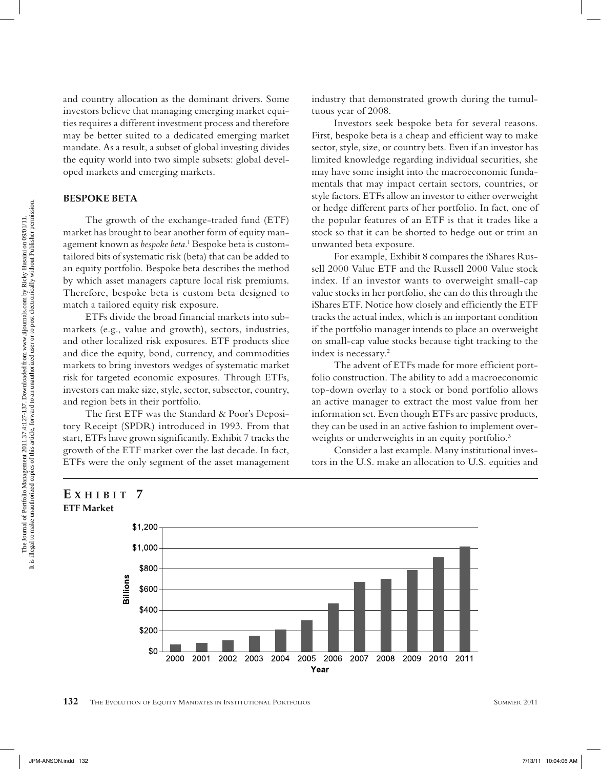and country allocation as the dominant drivers. Some investors believe that managing emerging market equities requires a different investment process and therefore may be better suited to a dedicated emerging market mandate. As a result, a subset of global investing divides the equity world into two simple subsets: global developed markets and emerging markets.

## BESPOKE BETA

The growth of the exchange-traded fund (ETF) market has brought to bear another form of equity management known as *bespoke beta*.[1] Bespoke beta is custom-tailored bits of systematic risk (beta) that can be added to an equity portfolio. Bespoke beta describes the method by which asset managers capture local risk premiums. Therefore, bespoke beta is custom beta designed to match a tailored equity risk exposure.

ETFs divide the broad financial markets into submarkets (e.g., value and growth), sectors, industries, and other localized risk exposures. ETF products slice and dice the equity, bond, currency, and commodities markets to bring investors wedges of systematic market risk for targeted economic exposures. Through ETFs, investors can make size, style, sector, subsector, country, and region bets in their portfolio.

The first ETF was the Standard & Poor's Depository Receipt (SPDR) introduced in 1993. From that start, ETFs have grown significantly. Exhibit 7 tracks the growth of the ETF market over the last decade. In fact, ETFs were the only segment of the asset management industry that demonstrated growth during the tumultuous year of 2008.

Investors seek bespoke beta for several reasons. First, bespoke beta is a cheap and efficient way to make sector, style, size, or country bets. Even if an investor has limited knowledge regarding individual securities, she may have some insight into the macroeconomic fundamentals that may impact certain sectors, countries, or style factors. ETFs allow an investor to either overweight or hedge different parts of her portfolio. In fact, one of the popular features of an ETF is that it trades like a stock so that it can be shorted to hedge out or trim an unwanted beta exposure.

For example, Exhibit 8 compares the iShares Russell 2000 Value ETF and the Russell 2000 Value stock index. If an investor wants to overweight small-cap value stocks in her portfolio, she can do this through the iShares ETF. Notice how closely and efficiently the ETF tracks the actual index, which is an important condition if the portfolio manager intends to place an overweight on small-cap value stocks because tight tracking to the index is necessary.[2]

The advent of ETFs made for more efficient portfolio construction. The ability to add a macroeconomic top-down overlay to a stock or bond portfolio allows an active manager to extract the most value from her information set. Even though ETFs are passive products, they can be used in an active fashion to implement overweights or underweights in an equity portfolio.[3]

Consider a last example. Many institutional investors in the U.S. make an allocation to U.S. equities and

**EXHIBIT 7**
**ETF Market**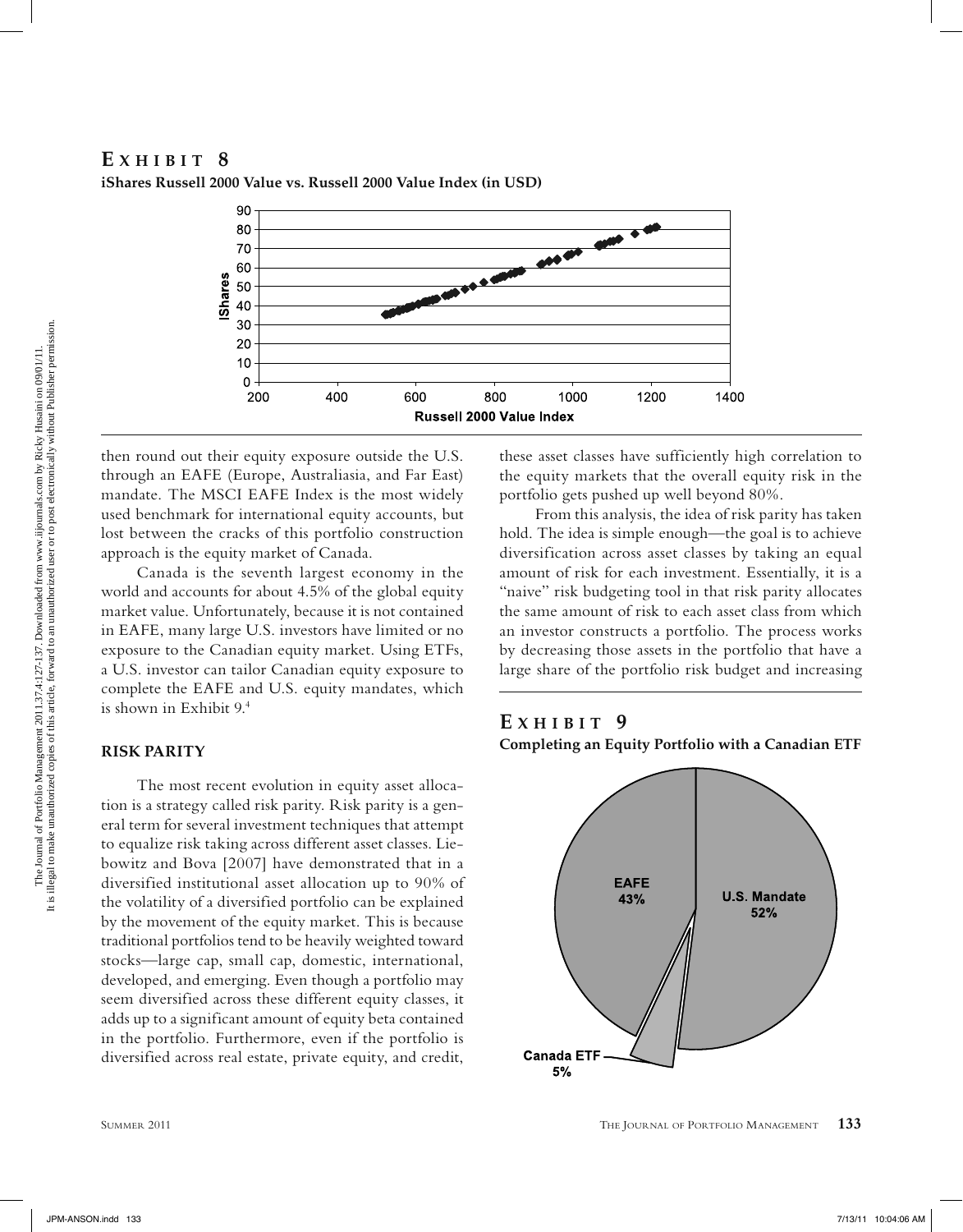## EXHIBIT 8

**iShares Russell 2000 Value vs. Russell 2000 Value Index (in USD)**

then round out their equity exposure outside the U.S. through an EAFE (Europe, Australiasia, and Far East) mandate. The MSCI EAFE Index is the most widely used benchmark for international equity accounts, but lost between the cracks of this portfolio construction approach is the equity market of Canada.

Canada is the seventh largest economy in the world and accounts for about 4.5% of the global equity market value. Unfortunately, because it is not contained in EAFE, many large U.S. investors have limited or no exposure to the Canadian equity market. Using ETFs, a U.S. investor can tailor Canadian equity exposure to complete the EAFE and U.S. equity mandates, which is shown in Exhibit 9.[4]

## RISK PARITY

The most recent evolution in equity asset allocation is a strategy called risk parity. Risk parity is a general term for several investment techniques that attempt to equalize risk taking across different asset classes. Liebowitz and Bova [2007] have demonstrated that in a diversified institutional asset allocation up to 90% of the volatility of a diversified portfolio can be explained by the movement of the equity market. This is because traditional portfolios tend to be heavily weighted toward stocks—large cap, small cap, domestic, international, developed, and emerging. Even though a portfolio may seem diversified across these different equity classes, it adds up to a significant amount of equity beta contained in the portfolio. Furthermore, even if the portfolio is diversified across real estate, private equity, and credit, these asset classes have sufficiently high correlation to the equity markets that the overall equity risk in the portfolio gets pushed up well beyond 80%.

From this analysis, the idea of risk parity has taken hold. The idea is simple enough—the goal is to achieve diversification across asset classes by taking an equal amount of risk for each investment. Essentially, it is a "naive" risk budgeting tool in that risk parity allocates the same amount of risk to each asset class from which an investor constructs a portfolio. The process works by decreasing those assets in the portfolio that have a large share of the portfolio risk budget and increasing

## EXHIBIT 9

**Completing an Equity Portfolio with a Canadian ETF**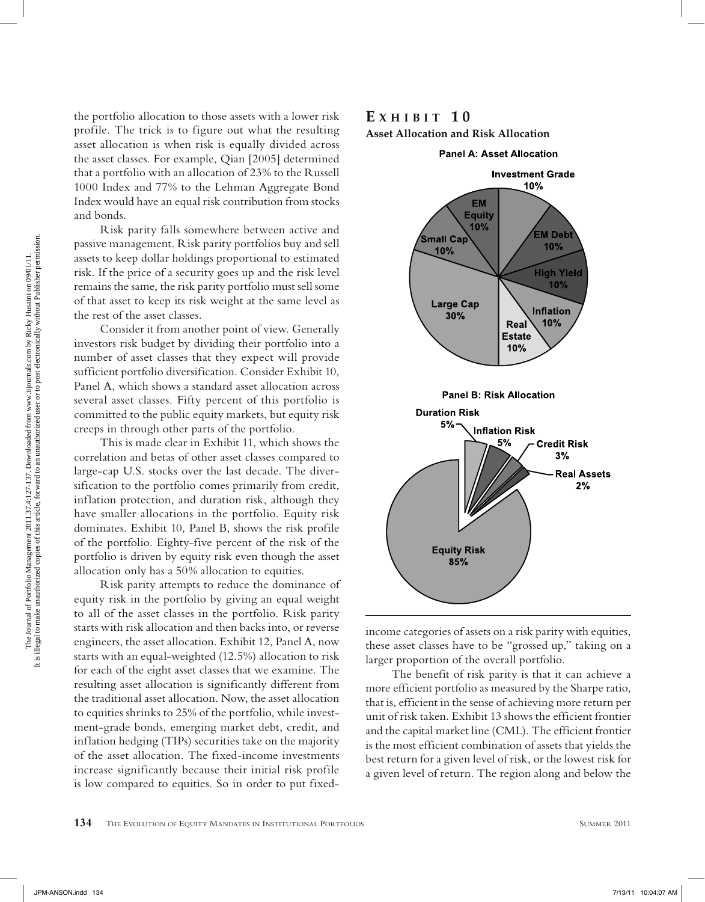the portfolio allocation to those assets with a lower risk profile. The trick is to figure out what the resulting asset allocation is when risk is equally divided across the asset classes. For example, Qian [2005] determined that a portfolio with an allocation of 23% to the Russell 1000 Index and 77% to the Lehman Aggregate Bond Index would have an equal risk contribution from stocks and bonds.

Risk parity falls somewhere between active and passive management. Risk parity portfolios buy and sell assets to keep dollar holdings proportional to estimated risk. If the price of a security goes up and the risk level remains the same, the risk parity portfolio must sell some of that asset to keep its risk weight at the same level as the rest of the asset classes.

Consider it from another point of view. Generally investors risk budget by dividing their portfolio into a number of asset classes that they expect will provide sufficient portfolio diversification. Consider Exhibit 10, Panel A, which shows a standard asset allocation across several asset classes. Fifty percent of this portfolio is committed to the public equity markets, but equity risk creeps in through other parts of the portfolio.

This is made clear in Exhibit 11, which shows the correlation and betas of other asset classes compared to large-cap U.S. stocks over the last decade. The diversification to the portfolio comes primarily from credit, inflation protection, and duration risk, although they have smaller allocations in the portfolio. Equity risk dominates. Exhibit 10, Panel B, shows the risk profile of the portfolio. Eighty-five percent of the risk of the portfolio is driven by equity risk even though the asset allocation only has a 50% allocation to equities.

Risk parity attempts to reduce the dominance of equity risk in the portfolio by giving an equal weight to all of the asset classes in the portfolio. Risk parity starts with risk allocation and then backs into, or reverse engineers, the asset allocation. Exhibit 12, Panel A, now starts with an equal-weighted (12.5%) allocation to risk for each of the eight asset classes that we examine. The resulting asset allocation is significantly different from the traditional asset allocation. Now, the asset allocation to equities shrinks to 25% of the portfolio, while investment-grade bonds, emerging market debt, credit, and inflation hedging (TIPs) securities take on the majority of the asset allocation. The fixed-income investments increase significantly because their initial risk profile is low compared to equities. So in order to put fixed-income categories of assets on a risk parity with equities, these asset classes have to be "grossed up," taking on a larger proportion of the overall portfolio.

The benefit of risk parity is that it can achieve a more efficient portfolio as measured by the Sharpe ratio, that is, efficient in the sense of achieving more return per unit of risk taken. Exhibit 13 shows the efficient frontier and the capital market line (CML). The efficient frontier is the most efficient combination of assets that yields the best return for a given level of risk, or the lowest risk for a given level of return. The region along and below the

## Exhibit 10

**Asset Allocation and Risk Allocation**

**Panel A: Asset Allocation**

| Asset Class | Allocation |
|---|---|
| Investment Grade | 10% |
| EM Debt | 10% |
| High Yield | 10% |
| Inflation | 10% |
| Real Estate | 10% |
| Large Cap | 30% |
| Small Cap | 10% |
| EM Equity | 10% |

**Panel B: Risk Allocation**

| Risk | Allocation |
|---|---|
| Duration Risk | 5% |
| Inflation Risk | 5% |
| Credit Risk | 3% |
| Real Assets | 2% |
| Equity Risk | 85% |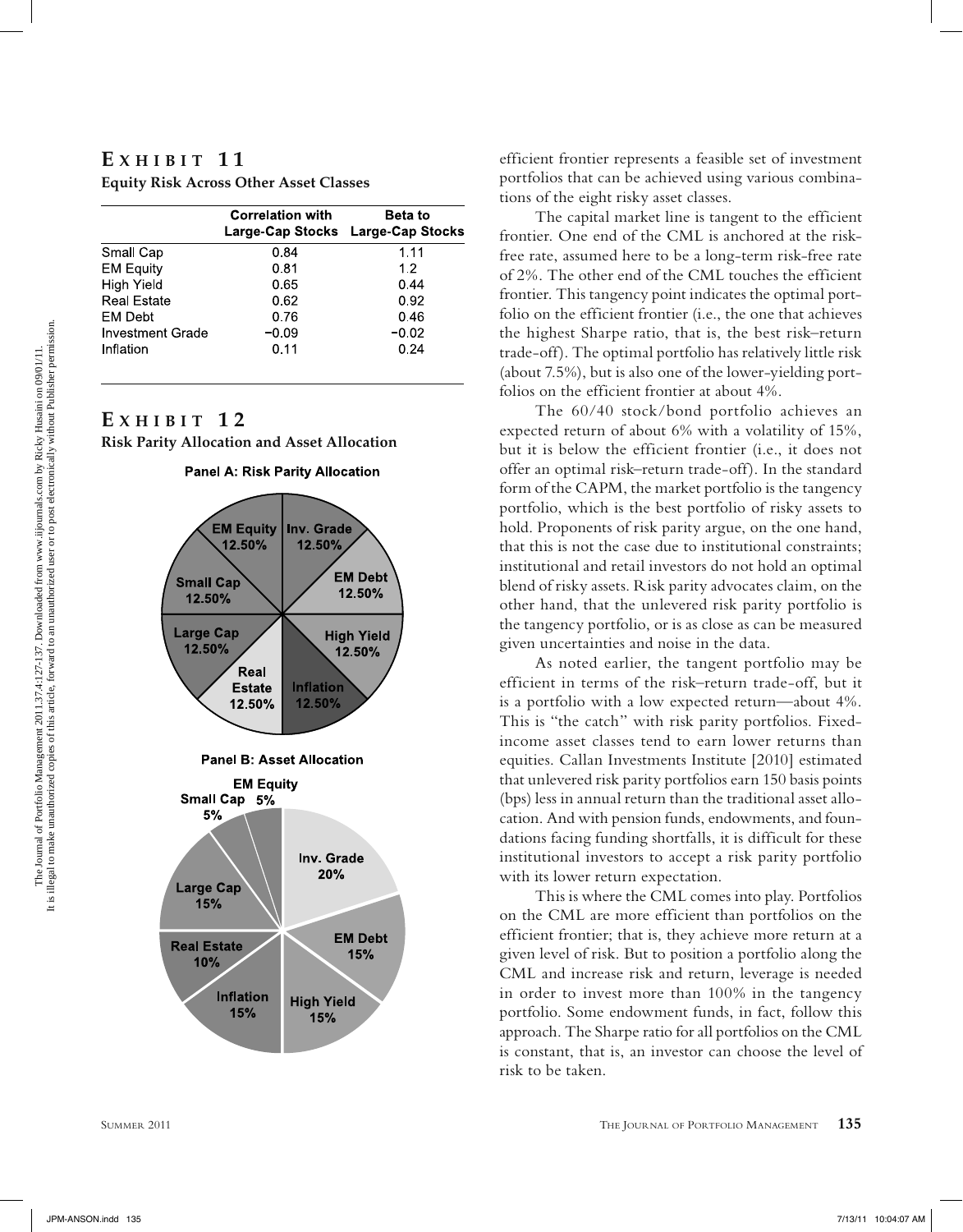## Exhibit 11

**Equity Risk Across Other Asset Classes**

| | Correlation with Large-Cap Stocks | Beta to Large-Cap Stocks |
|---|---|---|
| Small Cap | 0.84 | 1.11 |
| EM Equity | 0.81 | 1.2 |
| High Yield | 0.65 | 0.44 |
| Real Estate | 0.62 | 0.92 |
| EM Debt | 0.76 | 0.46 |
| Investment Grade | −0.09 | −0.02 |
| Inflation | 0.11 | 0.24 |

## Exhibit 12

**Risk Parity Allocation and Asset Allocation**

**Panel A: Risk Parity Allocation**

EM Equity 12.50%, Inv. Grade 12.50%, EM Debt 12.50%, High Yield 12.50%, Inflation 12.50%, Real Estate 12.50%, Large Cap 12.50%, Small Cap 12.50%

**Panel B: Asset Allocation**

EM Equity 5%, Inv. Grade 20%, EM Debt 15%, High Yield 15%, Inflation 15%, Real Estate 10%, Large Cap 15%, Small Cap 5%

efficient frontier represents a feasible set of investment portfolios that can be achieved using various combinations of the eight risky asset classes.

The capital market line is tangent to the efficient frontier. One end of the CML is anchored at the risk-free rate, assumed here to be a long-term risk-free rate of 2%. The other end of the CML touches the efficient frontier. This tangency point indicates the optimal portfolio on the efficient frontier (i.e., the one that achieves the highest Sharpe ratio, that is, the best risk–return trade-off). The optimal portfolio has relatively little risk (about 7.5%), but is also one of the lower-yielding portfolios on the efficient frontier at about 4%.

The 60/40 stock/bond portfolio achieves an expected return of about 6% with a volatility of 15%, but it is below the efficient frontier (i.e., it does not offer an optimal risk–return trade-off). In the standard form of the CAPM, the market portfolio is the tangency portfolio, which is the best portfolio of risky assets to hold. Proponents of risk parity argue, on the one hand, that this is not the case due to institutional constraints; institutional and retail investors do not hold an optimal blend of risky assets. Risk parity advocates claim, on the other hand, that the unlevered risk parity portfolio is the tangency portfolio, or is as close as can be measured given uncertainties and noise in the data.

As noted earlier, the tangent portfolio may be efficient in terms of the risk–return trade-off, but it is a portfolio with a low expected return—about 4%. This is "the catch" with risk parity portfolios. Fixed-income asset classes tend to earn lower returns than equities. Callan Investments Institute [2010] estimated that unlevered risk parity portfolios earn 150 basis points (bps) less in annual return than the traditional asset allocation. And with pension funds, endowments, and foundations facing funding shortfalls, it is difficult for these institutional investors to accept a risk parity portfolio with its lower return expectation.

This is where the CML comes into play. Portfolios on the CML are more efficient than portfolios on the efficient frontier; that is, they achieve more return at a given level of risk. But to position a portfolio along the CML and increase risk and return, leverage is needed in order to invest more than 100% in the tangency portfolio. Some endowment funds, in fact, follow this approach. The Sharpe ratio for all portfolios on the CML is constant, that is, an investor can choose the level of risk to be taken.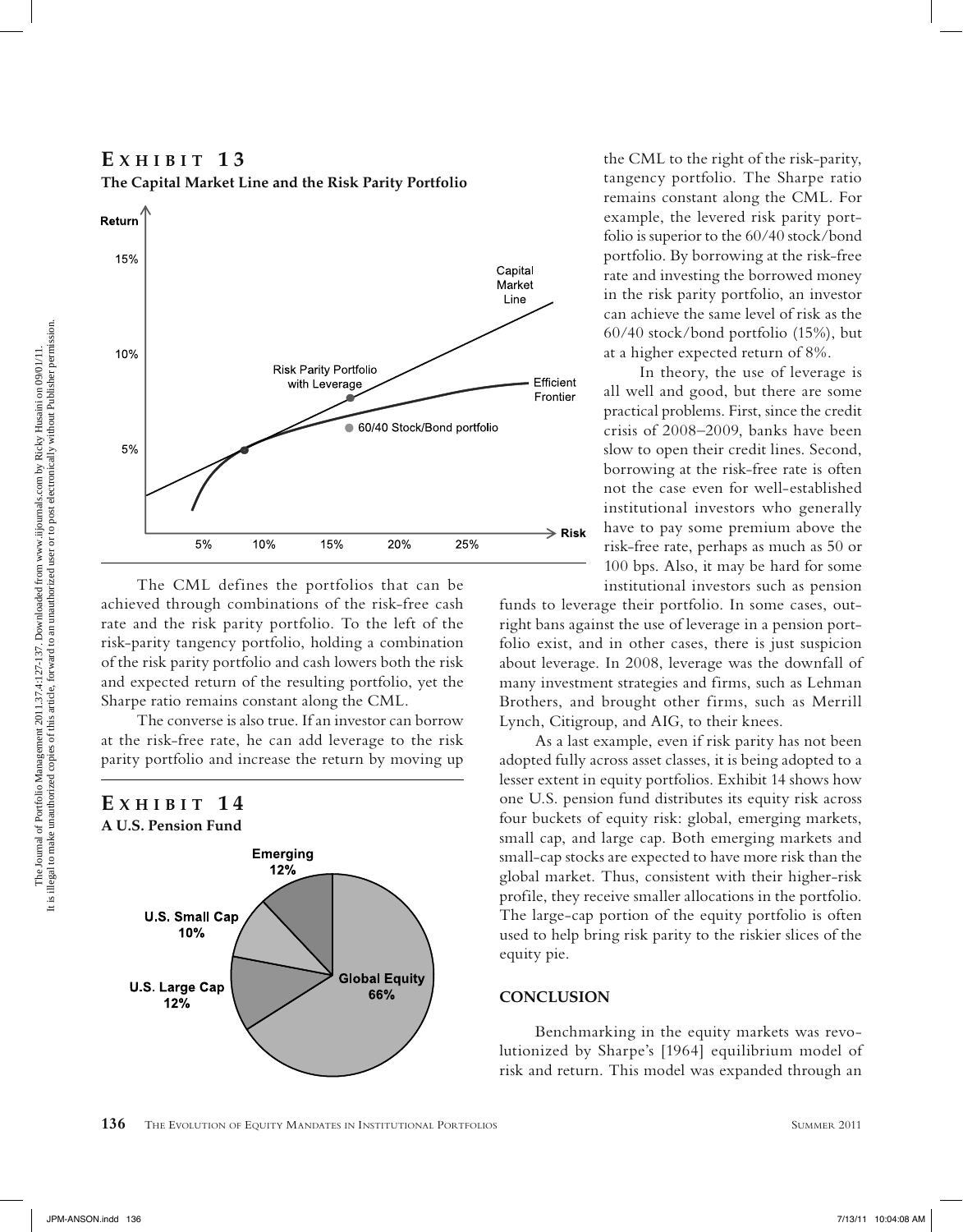**EXHIBIT 13**

**The Capital Market Line and the Risk Parity Portfolio**

**EXHIBIT 14**

**A U.S. Pension Fund**

The CML defines the portfolios that can be achieved through combinations of the risk-free cash rate and the risk parity portfolio. To the left of the risk-parity tangency portfolio, holding a combination of the risk parity portfolio and cash lowers both the risk and expected return of the resulting portfolio, yet the Sharpe ratio remains constant along the CML.

The converse is also true. If an investor can borrow at the risk-free rate, he can add leverage to the risk parity portfolio and increase the return by moving up the CML to the right of the risk-parity, tangency portfolio. The Sharpe ratio remains constant along the CML. For example, the levered risk parity portfolio is superior to the 60/40 stock/bond portfolio. By borrowing at the risk-free rate and investing the borrowed money in the risk parity portfolio, an investor can achieve the same level of risk as the 60/40 stock/bond portfolio (15%), but at a higher expected return of 8%.

In theory, the use of leverage is all well and good, but there are some practical problems. First, since the credit crisis of 2008–2009, banks have been slow to open their credit lines. Second, borrowing at the risk-free rate is often not the case even for well-established institutional investors who generally have to pay some premium above the risk-free rate, perhaps as much as 50 or 100 bps. Also, it may be hard for some institutional investors such as pension funds to leverage their portfolio. In some cases, outright bans against the use of leverage in a pension portfolio exist, and in other cases, there is just suspicion about leverage. In 2008, leverage was the downfall of many investment strategies and firms, such as Lehman Brothers, and brought other firms, such as Merrill Lynch, Citigroup, and AIG, to their knees.

As a last example, even if risk parity has not been adopted fully across asset classes, it is being adopted to a lesser extent in equity portfolios. Exhibit 14 shows how one U.S. pension fund distributes its equity risk across four buckets of equity risk: global, emerging markets, small cap, and large cap. Both emerging markets and small-cap stocks are expected to have more risk than the global market. Thus, consistent with their higher-risk profile, they receive smaller allocations in the portfolio. The large-cap portion of the equity portfolio is often used to help bring risk parity to the riskier slices of the equity pie.

## CONCLUSION

Benchmarking in the equity markets was revolutionized by Sharpe's [1964] equilibrium model of risk and return. This model was expanded through an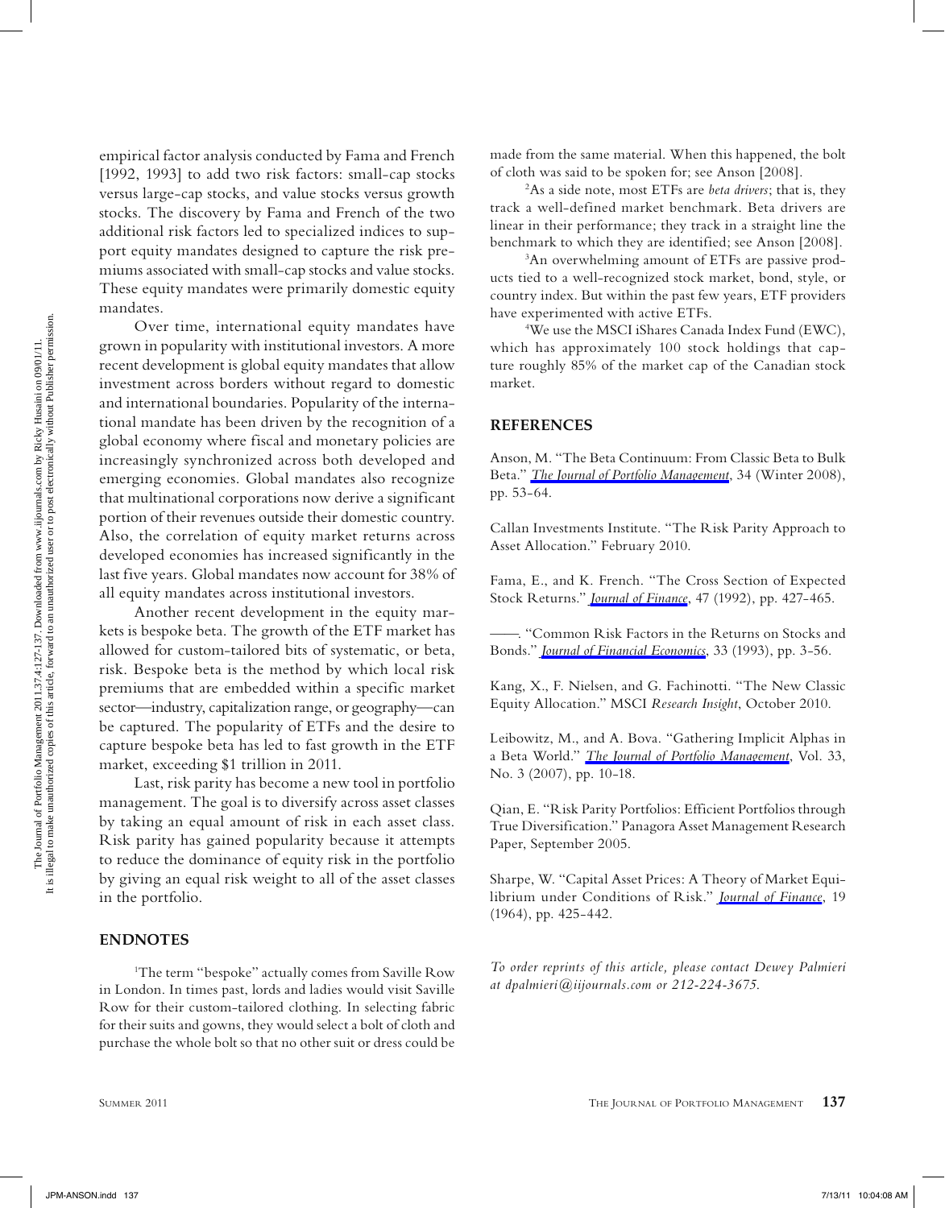empirical factor analysis conducted by Fama and French [1992, 1993] to add two risk factors: small-cap stocks versus large-cap stocks, and value stocks versus growth stocks. The discovery by Fama and French of the two additional risk factors led to specialized indices to support equity mandates designed to capture the risk premiums associated with small-cap stocks and value stocks. These equity mandates were primarily domestic equity mandates.

Over time, international equity mandates have grown in popularity with institutional investors. A more recent development is global equity mandates that allow investment across borders without regard to domestic and international boundaries. Popularity of the international mandate has been driven by the recognition of a global economy where fiscal and monetary policies are increasingly synchronized across both developed and emerging economies. Global mandates also recognize that multinational corporations now derive a significant portion of their revenues outside their domestic country. Also, the correlation of equity market returns across developed economies has increased significantly in the last five years. Global mandates now account for 38% of all equity mandates across institutional investors.

Another recent development in the equity markets is bespoke beta. The growth of the ETF market has allowed for custom-tailored bits of systematic, or beta, risk. Bespoke beta is the method by which local risk premiums that are embedded within a specific market sector—industry, capitalization range, or geography—can be captured. The popularity of ETFs and the desire to capture bespoke beta has led to fast growth in the ETF market, exceeding $1 trillion in 2011.

Last, risk parity has become a new tool in portfolio management. The goal is to diversify across asset classes by taking an equal amount of risk in each asset class. Risk parity has gained popularity because it attempts to reduce the dominance of equity risk in the portfolio by giving an equal risk weight to all of the asset classes in the portfolio.

## ENDNOTES

[1]The term "bespoke" actually comes from Saville Row in London. In times past, lords and ladies would visit Saville Row for their custom-tailored clothing. In selecting fabric for their suits and gowns, they would select a bolt of cloth and purchase the whole bolt so that no other suit or dress could be made from the same material. When this happened, the bolt of cloth was said to be spoken for; see Anson [2008].

[2]As a side note, most ETFs are *beta drivers*; that is, they track a well-defined market benchmark. Beta drivers are linear in their performance; they track in a straight line the benchmark to which they are identified; see Anson [2008].

[3]An overwhelming amount of ETFs are passive products tied to a well-recognized stock market, bond, style, or country index. But within the past few years, ETF providers have experimented with active ETFs.

[4]We use the MSCI iShares Canada Index Fund (EWC), which has approximately 100 stock holdings that capture roughly 85% of the market cap of the Canadian stock market.

## REFERENCES

Anson, M. "The Beta Continuum: From Classic Beta to Bulk Beta." *The Journal of Portfolio Management*, 34 (Winter 2008), pp. 53-64.

Callan Investments Institute. "The Risk Parity Approach to Asset Allocation." February 2010.

Fama, E., and K. French. "The Cross Section of Expected Stock Returns." *Journal of Finance*, 47 (1992), pp. 427-465.

——. "Common Risk Factors in the Returns on Stocks and Bonds." *Journal of Financial Economics*, 33 (1993), pp. 3-56.

Kang, X., F. Nielsen, and G. Fachinotti. "The New Classic Equity Allocation." MSCI *Research Insight*, October 2010.

Leibowitz, M., and A. Bova. "Gathering Implicit Alphas in a Beta World." *The Journal of Portfolio Management*, Vol. 33, No. 3 (2007), pp. 10-18.

Qian, E. "Risk Parity Portfolios: Efficient Portfolios through True Diversification." Panagora Asset Management Research Paper, September 2005.

Sharpe, W. "Capital Asset Prices: A Theory of Market Equilibrium under Conditions of Risk." *Journal of Finance*, 19 (1964), pp. 425-442.

*To order reprints of this article, please contact Dewey Palmieri at dpalmieri@iijournals.com or 212-224-3675.*